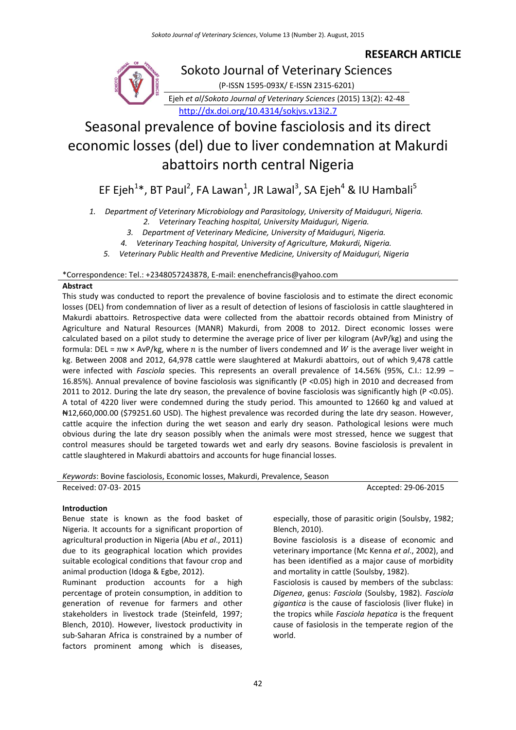**RESEARCH ARTICLE**

Sokoto Journal of Veterinary Sciences

(P-ISSN 1595-093X/ E-ISSN 2315-6201)

Ejeh *et al*/*Sokoto Journal of Veterinary Sciences* (2015) 13(2): 42-48

http://dx.doi.org/10.4314/sokjvs.v13i2.7

# Seasonal prevalence of bovine fasciolosis and its direct economic losses (del) due to liver condemnation at Makurdi abattoirs north central Nigeria

EF Ejeh[1]*, BT Paul[2], FA Lawan[1], JR Lawal[3], SA Ejeh[4] & IU Hambali[5]

1. *Department of Veterinary Microbiology and Parasitology, University of Maiduguri, Nigeria.*
2. *Veterinary Teaching hospital, University Maiduguri, Nigeria.*
3. *Department of Veterinary Medicine, University of Maiduguri, Nigeria.*
4. *Veterinary Teaching hospital, University of Agriculture, Makurdi, Nigeria.*
5. *Veterinary Public Health and Preventive Medicine, University of Maiduguri, Nigeria*

*Correspondence: Tel.: +2348057243878, E-mail: enenchefrancis@yahoo.com

## Abstract

This study was conducted to report the prevalence of bovine fasciolosis and to estimate the direct economic losses (DEL) from condemnation of liver as a result of detection of lesions of fasciolosis in cattle slaughtered in Makurdi abattoirs. Retrospective data were collected from the abattoir records obtained from Ministry of Agriculture and Natural Resources (MANR) Makurdi, from 2008 to 2012. Direct economic losses were calculated based on a pilot study to determine the average price of liver per kilogram (AvP/kg) and using the formula: DEL = $n$w × AvP/kg, where $n$ is the number of livers condemned and $W$ is the average liver weight in kg. Between 2008 and 2012, 64,978 cattle were slaughtered at Makurdi abattoirs, out of which 9,478 cattle were infected with *Fasciola* species. This represents an overall prevalence of 14.56% (95%, C.I.: 12.99 – 16.85%). Annual prevalence of bovine fasciolosis was significantly (P <0.05) high in 2010 and decreased from 2011 to 2012. During the late dry season, the prevalence of bovine fasciolosis was significantly high (P <0.05). A total of 4220 liver were condemned during the study period. This amounted to 12660 kg and valued at ₦12,660,000.00 ($79251.60 USD). The highest prevalence was recorded during the late dry season. However, cattle acquire the infection during the wet season and early dry season. Pathological lesions were much obvious during the late dry season possibly when the animals were most stressed, hence we suggest that control measures should be targeted towards wet and early dry seasons. Bovine fasciolosis is prevalent in cattle slaughtered in Makurdi abattoirs and accounts for huge financial losses.

*Keywords*: Bovine fasciolosis, Economic losses, Makurdi, Prevalence, Season

Received: 07-03- 2015 Accepted: 29-06-2015

## Introduction

Benue state is known as the food basket of Nigeria. It accounts for a significant proportion of agricultural production in Nigeria (Abu *et al*., 2011) due to its geographical location which provides suitable ecological conditions that favour crop and animal production (Idoga & Egbe, 2012).

Ruminant production accounts for a high percentage of protein consumption, in addition to generation of revenue for farmers and other stakeholders in livestock trade (Steinfeld, 1997; Blench, 2010). However, livestock productivity in sub-Saharan Africa is constrained by a number of factors prominent among which is diseases, especially, those of parasitic origin (Soulsby, 1982; Blench, 2010).

Bovine fasciolosis is a disease of economic and veterinary importance (Mc Kenna *et al*., 2002), and has been identified as a major cause of morbidity and mortality in cattle (Soulsby, 1982).

Fasciolosis is caused by members of the subclass: *Digenea*, genus: *Fasciola* (Soulsby, 1982). *Fasciola gigantica* is the cause of fasciolosis (liver fluke) in the tropics while *Fasciola hepatica* is the frequent cause of fasiolosis in the temperate region of the world.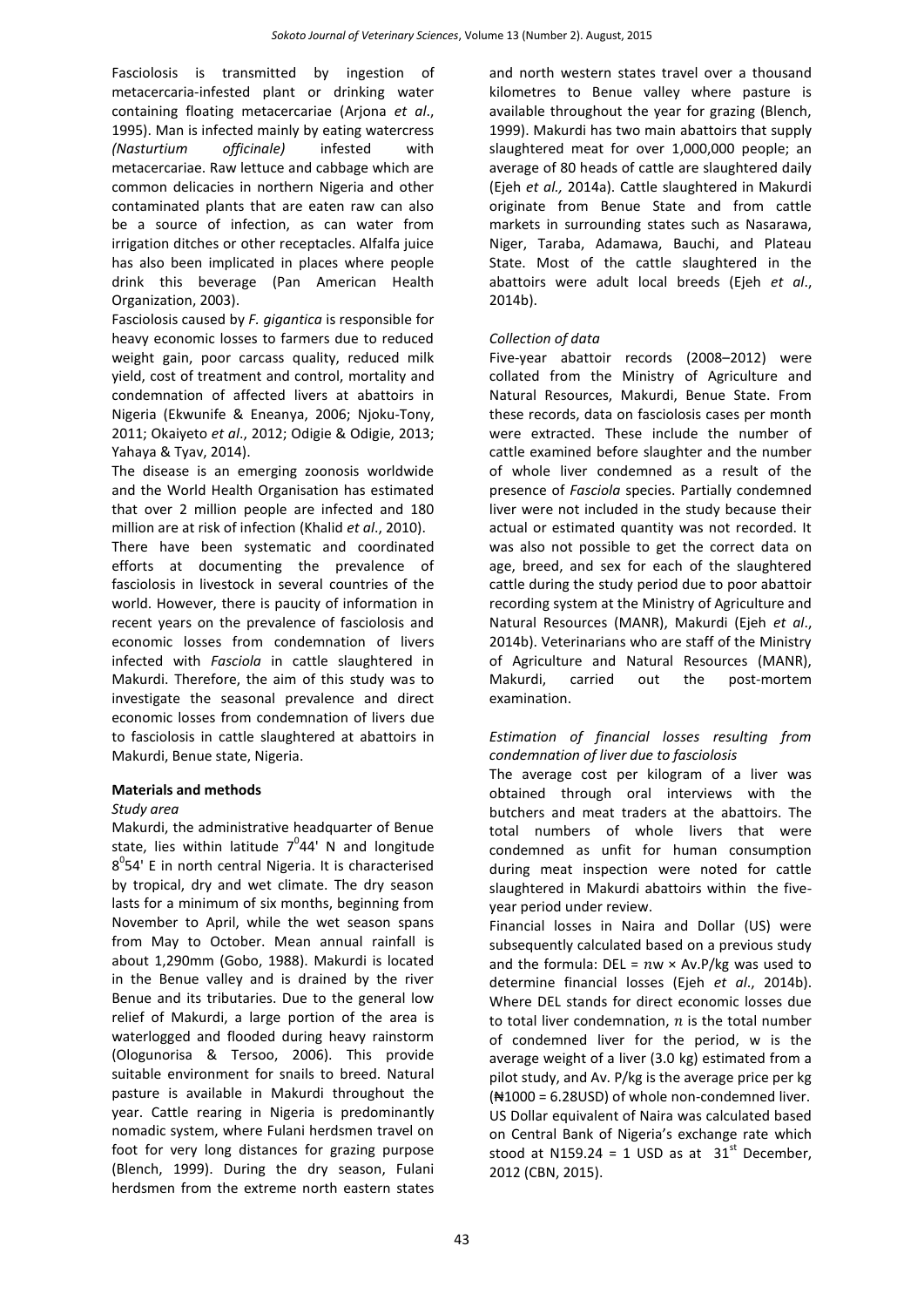Fasciolosis is transmitted by ingestion of metacercaria-infested plant or drinking water containing floating metacercariae (Arjona *et al*., 1995). Man is infected mainly by eating watercress *(Nasturtium officinale)* infested with metacercariae. Raw lettuce and cabbage which are common delicacies in northern Nigeria and other contaminated plants that are eaten raw can also be a source of infection, as can water from irrigation ditches or other receptacles. Alfalfa juice has also been implicated in places where people drink this beverage (Pan American Health Organization, 2003).

Fasciolosis caused by *F. gigantica* is responsible for heavy economic losses to farmers due to reduced weight gain, poor carcass quality, reduced milk yield, cost of treatment and control, mortality and condemnation of affected livers at abattoirs in Nigeria (Ekwunife & Eneanya, 2006; Njoku-Tony, 2011; Okaiyeto *et al*., 2012; Odigie & Odigie, 2013; Yahaya & Tyav, 2014).

The disease is an emerging zoonosis worldwide and the World Health Organisation has estimated that over 2 million people are infected and 180 million are at risk of infection (Khalid *et al*., 2010).

There have been systematic and coordinated efforts at documenting the prevalence of fasciolosis in livestock in several countries of the world. However, there is paucity of information in recent years on the prevalence of fasciolosis and economic losses from condemnation of livers infected with *Fasciola* in cattle slaughtered in Makurdi. Therefore, the aim of this study was to investigate the seasonal prevalence and direct economic losses from condemnation of livers due to fasciolosis in cattle slaughtered at abattoirs in Makurdi, Benue state, Nigeria.

## Materials and methods

### *Study area*

Makurdi, the administrative headquarter of Benue state, lies within latitude $7^0$44' N and longitude $8^0$54' E in north central Nigeria. It is characterised by tropical, dry and wet climate. The dry season lasts for a minimum of six months, beginning from November to April, while the wet season spans from May to October. Mean annual rainfall is about 1,290mm (Gobo, 1988). Makurdi is located in the Benue valley and is drained by the river Benue and its tributaries. Due to the general low relief of Makurdi, a large portion of the area is waterlogged and flooded during heavy rainstorm (Ologunorisa & Tersoo, 2006). This provide suitable environment for snails to breed. Natural pasture is available in Makurdi throughout the year. Cattle rearing in Nigeria is predominantly nomadic system, where Fulani herdsmen travel on foot for very long distances for grazing purpose (Blench, 1999). During the dry season, Fulani herdsmen from the extreme north eastern states and north western states travel over a thousand kilometres to Benue valley where pasture is available throughout the year for grazing (Blench, 1999). Makurdi has two main abattoirs that supply slaughtered meat for over 1,000,000 people; an average of 80 heads of cattle are slaughtered daily (Ejeh *et al.,* 2014a). Cattle slaughtered in Makurdi originate from Benue State and from cattle markets in surrounding states such as Nasarawa, Niger, Taraba, Adamawa, Bauchi, and Plateau State. Most of the cattle slaughtered in the abattoirs were adult local breeds (Ejeh *et al*., 2014b).

### *Collection of data*

Five-year abattoir records (2008–2012) were collated from the Ministry of Agriculture and Natural Resources, Makurdi, Benue State. From these records, data on fasciolosis cases per month were extracted. These include the number of cattle examined before slaughter and the number of whole liver condemned as a result of the presence of *Fasciola* species. Partially condemned liver were not included in the study because their actual or estimated quantity was not recorded. It was also not possible to get the correct data on age, breed, and sex for each of the slaughtered cattle during the study period due to poor abattoir recording system at the Ministry of Agriculture and Natural Resources (MANR), Makurdi (Ejeh *et al*., 2014b). Veterinarians who are staff of the Ministry of Agriculture and Natural Resources (MANR), Makurdi, carried out the post-mortem examination.

### *Estimation of financial losses resulting from condemnation of liver due to fasciolosis*

The average cost per kilogram of a liver was obtained through oral interviews with the butchers and meat traders at the abattoirs. The total numbers of whole livers that were condemned as unfit for human consumption during meat inspection were noted for cattle slaughtered in Makurdi abattoirs within the five-year period under review.

Financial losses in Naira and Dollar (US) were subsequently calculated based on a previous study and the formula: DEL = $n$w × Av.P/kg was used to determine financial losses (Ejeh *et al*., 2014b). Where DEL stands for direct economic losses due to total liver condemnation, $n$ is the total number of condemned liver for the period, w is the average weight of a liver (3.0 kg) estimated from a pilot study, and Av. P/kg is the average price per kg (₦1000 = 6.28USD) of whole non-condemned liver. US Dollar equivalent of Naira was calculated based on Central Bank of Nigeria's exchange rate which stood at N159.24 = 1 USD as at 31st December, 2012 (CBN, 2015).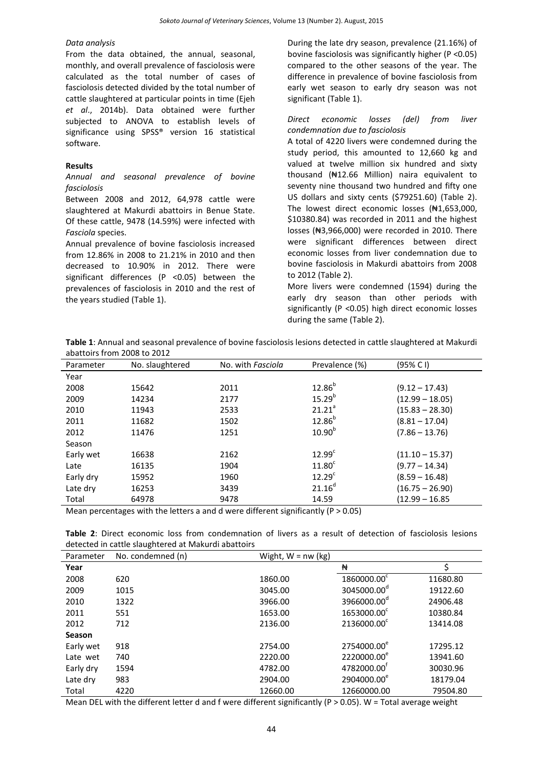*Data analysis*

From the data obtained, the annual, seasonal, monthly, and overall prevalence of fasciolosis were calculated as the total number of cases of fasciolosis detected divided by the total number of cattle slaughtered at particular points in time (Ejeh *et al*., 2014b). Data obtained were further subjected to ANOVA to establish levels of significance using SPSS® version 16 statistical software.

**Results**

*Annual and seasonal prevalence of bovine fasciolosis*

Between 2008 and 2012, 64,978 cattle were slaughtered at Makurdi abattoirs in Benue State. Of these cattle, 9478 (14.59%) were infected with *Fasciola* species.

Annual prevalence of bovine fasciolosis increased from 12.86% in 2008 to 21.21% in 2010 and then decreased to 10.90% in 2012. There were significant differences (P <0.05) between the prevalences of fasciolosis in 2010 and the rest of the years studied (Table 1).

During the late dry season, prevalence (21.16%) of bovine fasciolosis was significantly higher (P <0.05) compared to the other seasons of the year. The difference in prevalence of bovine fasciolosis from early wet season to early dry season was not significant (Table 1).

*Direct economic losses (del) from liver condemnation due to fasciolosis*

A total of 4220 livers were condemned during the study period, this amounted to 12,660 kg and valued at twelve million six hundred and sixty thousand (₦12.66 Million) naira equivalent to seventy nine thousand two hundred and fifty one US dollars and sixty cents ($79251.60) (Table 2). The lowest direct economic losses (₦1,653,000, $10380.84) was recorded in 2011 and the highest losses (₦3,966,000) were recorded in 2010. There were significant differences between direct economic losses from liver condemnation due to bovine fasciolosis in Makurdi abattoirs from 2008 to 2012 (Table 2).

More livers were condemned (1594) during the early dry season than other periods with significantly (P <0.05) high direct economic losses during the same (Table 2).

**Table 1**: Annual and seasonal prevalence of bovine fasciolosis lesions detected in cattle slaughtered at Makurdi abattoirs from 2008 to 2012

| Parameter | No. slaughtered | No. with *Fasciola* | Prevalence (%) | (95% C I) |
|---|---|---|---|---|
| Year | | | | |
| 2008 | 15642 | 2011 | 12.86[b] | (9.12 – 17.43) |
| 2009 | 14234 | 2177 | 15.29[b] | (12.99 – 18.05) |
| 2010 | 11943 | 2533 | 21.21[a] | (15.83 – 28.30) |
| 2011 | 11682 | 1502 | 12.86[b] | (8.81 – 17.04) |
| 2012 | 11476 | 1251 | 10.90[b] | (7.86 – 13.76) |
| Season | | | | |
| Early wet | 16638 | 2162 | 12.99[c] | (11.10 – 15.37) |
| Late | 16135 | 1904 | 11.80[c] | (9.77 – 14.34) |
| Early dry | 15952 | 1960 | 12.29[c] | (8.59 – 16.48) |
| Late dry | 16253 | 3439 | 21.16[d] | (16.75 – 26.90) |
| Total | 64978 | 9478 | 14.59 | (12.99 – 16.85 |

Mean percentages with the letters a and d were different significantly (P > 0.05)

**Table 2**: Direct economic loss from condemnation of livers as a result of detection of fasciolosis lesions detected in cattle slaughtered at Makurdi abattoirs

| Parameter | No. condemned (n) | Wight, W = nw (kg) | ₦ | $ |
|---|---|---|---|---|
| **Year** | | | | |
| 2008 | 620 | 1860.00 | 1860000.00[c] | 11680.80 |
| 2009 | 1015 | 3045.00 | 3045000.00[d] | 19122.60 |
| 2010 | 1322 | 3966.00 | 3966000.00[d] | 24906.48 |
| 2011 | 551 | 1653.00 | 1653000.00[c] | 10380.84 |
| 2012 | 712 | 2136.00 | 2136000.00[c] | 13414.08 |
| **Season** | | | | |
| Early wet | 918 | 2754.00 | 2754000.00[e] | 17295.12 |
| Late wet | 740 | 2220.00 | 2220000.00[e] | 13941.60 |
| Early dry | 1594 | 4782.00 | 4782000.00[f] | 30030.96 |
| Late dry | 983 | 2904.00 | 2904000.00[e] | 18179.04 |
| Total | 4220 | 12660.00 | 12660000.00 | 79504.80 |

Mean DEL with the different letter d and f were different significantly (P > 0.05). W = Total average weight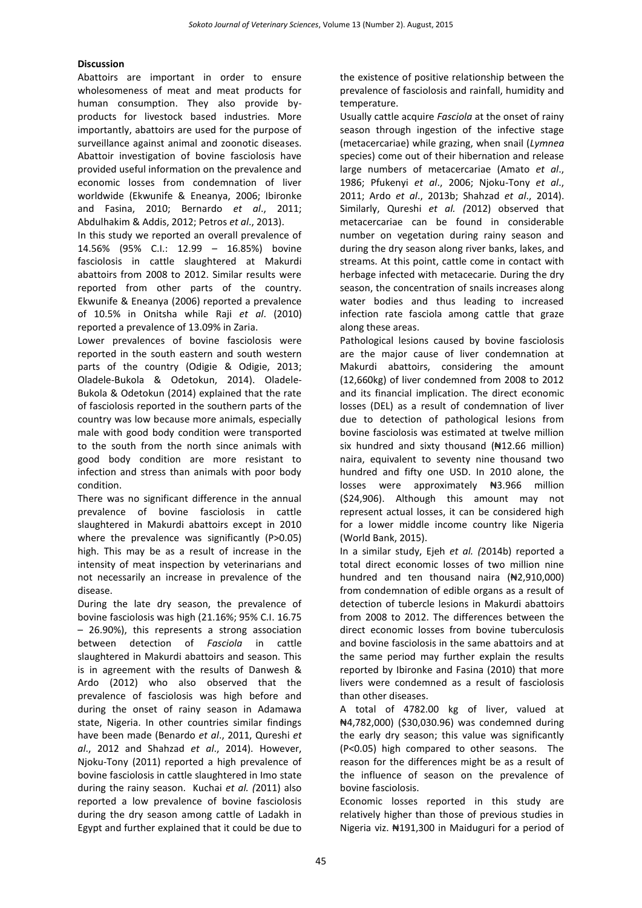## Discussion

Abattoirs are important in order to ensure wholesomeness of meat and meat products for human consumption. They also provide by-products for livestock based industries. More importantly, abattoirs are used for the purpose of surveillance against animal and zoonotic diseases. Abattoir investigation of bovine fasciolosis have provided useful information on the prevalence and economic losses from condemnation of liver worldwide (Ekwunife & Eneanya, 2006; Ibironke and Fasina, 2010; Bernardo *et al*., 2011; Abdulhakim & Addis, 2012; Petros *et al*., 2013).

In this study we reported an overall prevalence of 14.56% (95% C.I.: 12.99 – 16.85%) bovine fasciolosis in cattle slaughtered at Makurdi abattoirs from 2008 to 2012. Similar results were reported from other parts of the country. Ekwunife & Eneanya (2006) reported a prevalence of 10.5% in Onitsha while Raji *et al*. (2010) reported a prevalence of 13.09% in Zaria.

Lower prevalences of bovine fasciolosis were reported in the south eastern and south western parts of the country (Odigie & Odigie, 2013; Oladele-Bukola & Odetokun, 2014). Oladele-Bukola & Odetokun (2014) explained that the rate of fasciolosis reported in the southern parts of the country was low because more animals, especially male with good body condition were transported to the south from the north since animals with good body condition are more resistant to infection and stress than animals with poor body condition.

There was no significant difference in the annual prevalence of bovine fasciolosis in cattle slaughtered in Makurdi abattoirs except in 2010 where the prevalence was significantly (P>0.05) high. This may be as a result of increase in the intensity of meat inspection by veterinarians and not necessarily an increase in prevalence of the disease.

During the late dry season, the prevalence of bovine fasciolosis was high (21.16%; 95% C.I. 16.75 – 26.90%), this represents a strong association between detection of *Fasciola* in cattle slaughtered in Makurdi abattoirs and season. This is in agreement with the results of Danwesh & Ardo (2012) who also observed that the prevalence of fasciolosis was high before and during the onset of rainy season in Adamawa state, Nigeria. In other countries similar findings have been made (Benardo *et al*., 2011, Qureshi *et al*., 2012 and Shahzad *et al*., 2014). However, Njoku-Tony (2011) reported a high prevalence of bovine fasciolosis in cattle slaughtered in Imo state during the rainy season. Kuchai *et al.* (2011) also reported a low prevalence of bovine fasciolosis during the dry season among cattle of Ladakh in Egypt and further explained that it could be due to the existence of positive relationship between the prevalence of fasciolosis and rainfall, humidity and temperature.

Usually cattle acquire *Fasciola* at the onset of rainy season through ingestion of the infective stage (metacercariae) while grazing, when snail (*Lymnea* species) come out of their hibernation and release large numbers of metacercariae (Amato *et al*., 1986; Pfukenyi *et al*., 2006; Njoku-Tony *et al*., 2011; Ardo *et al*., 2013b; Shahzad *et al*., 2014). Similarly, Qureshi *et al.* (2012) observed that metacercariae can be found in considerable number on vegetation during rainy season and during the dry season along river banks, lakes, and streams. At this point, cattle come in contact with herbage infected with metacecarie. During the dry season, the concentration of snails increases along water bodies and thus leading to increased infection rate fasciola among cattle that graze along these areas.

Pathological lesions caused by bovine fasciolosis are the major cause of liver condemnation at Makurdi abattoirs, considering the amount (12,660kg) of liver condemned from 2008 to 2012 and its financial implication. The direct economic losses (DEL) as a result of condemnation of liver due to detection of pathological lesions from bovine fasciolosis was estimated at twelve million six hundred and sixty thousand (₦12.66 million) naira, equivalent to seventy nine thousand two hundred and fifty one USD. In 2010 alone, the losses were approximately ₦3.966 million ($24,906). Although this amount may not represent actual losses, it can be considered high for a lower middle income country like Nigeria (World Bank, 2015).

In a similar study, Ejeh *et al.* (2014b) reported a total direct economic losses of two million nine hundred and ten thousand naira (₦2,910,000) from condemnation of edible organs as a result of detection of tubercle lesions in Makurdi abattoirs from 2008 to 2012. The differences between the direct economic losses from bovine tuberculosis and bovine fasciolosis in the same abattoirs and at the same period may further explain the results reported by Ibironke and Fasina (2010) that more livers were condemned as a result of fasciolosis than other diseases.

A total of 4782.00 kg of liver, valued at ₦4,782,000) ($30,030.96) was condemned during the early dry season; this value was significantly (P<0.05) high compared to other seasons. The reason for the differences might be as a result of the influence of season on the prevalence of bovine fasciolosis.

Economic losses reported in this study are relatively higher than those of previous studies in Nigeria viz. ₦191,300 in Maiduguri for a period of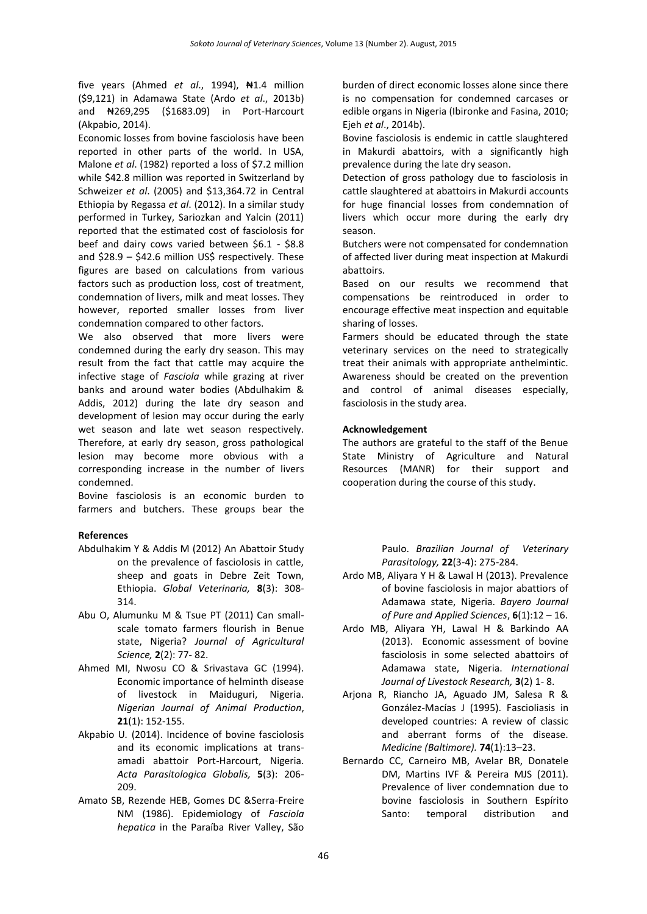five years (Ahmed *et al*., 1994), ₦1.4 million ($9,121) in Adamawa State (Ardo *et al*., 2013b) and ₦269,295 ($1683.09) in Port-Harcourt (Akpabio, 2014).

Economic losses from bovine fasciolosis have been reported in other parts of the world. In USA, Malone *et al*. (1982) reported a loss of $7.2 million while $42.8 million was reported in Switzerland by Schweizer *et al*. (2005) and $13,364.72 in Central Ethiopia by Regassa *et al*. (2012). In a similar study performed in Turkey, Sariozkan and Yalcin (2011) reported that the estimated cost of fasciolosis for beef and dairy cows varied between $6.1 - $8.8 and $28.9 – $42.6 million US$ respectively. These figures are based on calculations from various factors such as production loss, cost of treatment, condemnation of livers, milk and meat losses. They however, reported smaller losses from liver condemnation compared to other factors.

We also observed that more livers were condemned during the early dry season. This may result from the fact that cattle may acquire the infective stage of *Fasciola* while grazing at river banks and around water bodies (Abdulhakim & Addis, 2012) during the late dry season and development of lesion may occur during the early wet season and late wet season respectively. Therefore, at early dry season, gross pathological lesion may become more obvious with a corresponding increase in the number of livers condemned.

Bovine fasciolosis is an economic burden to farmers and butchers. These groups bear the burden of direct economic losses alone since there is no compensation for condemned carcases or edible organs in Nigeria (Ibironke and Fasina, 2010; Ejeh *et al*., 2014b).

Bovine fasciolosis is endemic in cattle slaughtered in Makurdi abattoirs, with a significantly high prevalence during the late dry season.

Detection of gross pathology due to fasciolosis in cattle slaughtered at abattoirs in Makurdi accounts for huge financial losses from condemnation of livers which occur more during the early dry season.

Butchers were not compensated for condemnation of affected liver during meat inspection at Makurdi abattoirs.

Based on our results we recommend that compensations be reintroduced in order to encourage effective meat inspection and equitable sharing of losses.

Farmers should be educated through the state veterinary services on the need to strategically treat their animals with appropriate anthelmintic. Awareness should be created on the prevention and control of animal diseases especially, fasciolosis in the study area.

**Acknowledgement**

The authors are grateful to the staff of the Benue State Ministry of Agriculture and Natural Resources (MANR) for their support and cooperation during the course of this study.

**References**

Abdulhakim Y & Addis M (2012) An Abattoir Study on the prevalence of fasciolosis in cattle, sheep and goats in Debre Zeit Town, Ethiopia. *Global Veterinaria,* **8**(3): 308-314.

Abu O, Alumunku M & Tsue PT (2011) Can small-scale tomato farmers flourish in Benue state, Nigeria? *Journal of Agricultural Science,* **2**(2): 77- 82.

Ahmed MI, Nwosu CO & Srivastava GC (1994). Economic importance of helminth disease of livestock in Maiduguri, Nigeria. *Nigerian Journal of Animal Production*, **21**(1): 152-155.

Akpabio U. (2014). Incidence of bovine fasciolosis and its economic implications at trans-amadi abattoir Port-Harcourt, Nigeria. *Acta Parasitologica Globalis,* **5**(3): 206-209.

Amato SB, Rezende HEB, Gomes DC &Serra-Freire NM (1986). Epidemiology of *Fasciola hepatica* in the Paraíba River Valley, São Paulo. *Brazilian Journal of Veterinary Parasitology,* **22**(3-4): 275-284.

Ardo MB, Aliyara Y H & Lawal H (2013). Prevalence of bovine fasciolosis in major abattiors of Adamawa state, Nigeria. *Bayero Journal of Pure and Applied Sciences*, **6**(1):12 – 16.

Ardo MB, Aliyara YH, Lawal H & Barkindo AA (2013). Economic assessment of bovine fasciolosis in some selected abattoirs of Adamawa state, Nigeria. *International Journal of Livestock Research,* **3**(2) 1- 8.

Arjona R, Riancho JA, Aguado JM, Salesa R & González-Macías J (1995). Fascioliasis in developed countries: A review of classic and aberrant forms of the disease. *Medicine (Baltimore).* **74**(1):13–23.

Bernardo CC, Carneiro MB, Avelar BR, Donatele DM, Martins IVF & Pereira MJS (2011). Prevalence of liver condemnation due to bovine fasciolosis in Southern Espírito Santo: temporal distribution and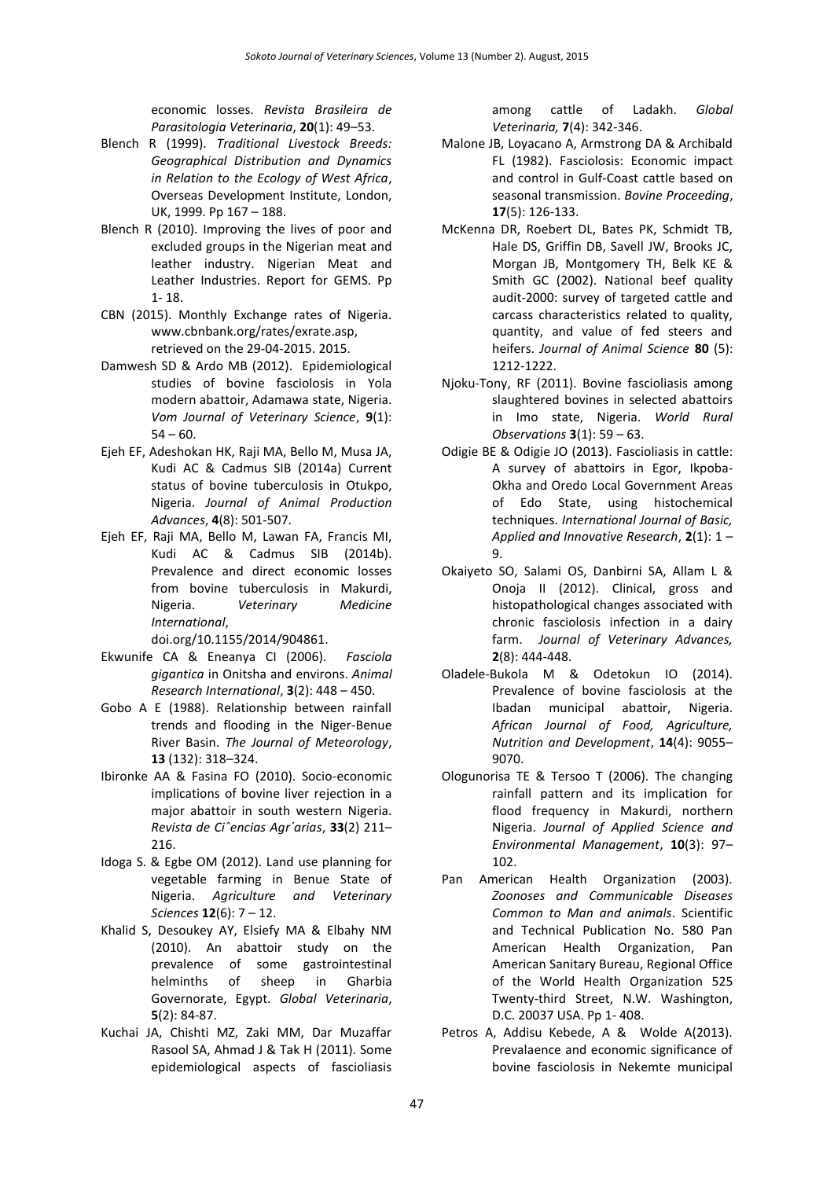economic losses. *Revista Brasileira de Parasitologia Veterinaria*, **20**(1): 49–53.

Blench R (1999). *Traditional Livestock Breeds: Geographical Distribution and Dynamics in Relation to the Ecology of West Africa*, Overseas Development Institute, London, UK, 1999. Pp 167 – 188.

Blench R (2010). Improving the lives of poor and excluded groups in the Nigerian meat and leather industry. Nigerian Meat and Leather Industries. Report for GEMS. Pp 1- 18.

CBN (2015). Monthly Exchange rates of Nigeria. www.cbnbank.org/rates/exrate.asp, retrieved on the 29-04-2015. 2015.

Damwesh SD & Ardo MB (2012). Epidemiological studies of bovine fasciolosis in Yola modern abattoir, Adamawa state, Nigeria. *Vom Journal of Veterinary Science*, **9**(1): 54 – 60.

Ejeh EF, Adeshokan HK, Raji MA, Bello M, Musa JA, Kudi AC & Cadmus SIB (2014a) Current status of bovine tuberculosis in Otukpo, Nigeria. *Journal of Animal Production Advances*, **4**(8): 501-507.

Ejeh EF, Raji MA, Bello M, Lawan FA, Francis MI, Kudi AC & Cadmus SIB (2014b). Prevalence and direct economic losses from bovine tuberculosis in Makurdi, Nigeria. *Veterinary Medicine International*, doi.org/10.1155/2014/904861.

Ekwunife CA & Eneanya CI (2006). *Fasciola gigantica* in Onitsha and environs. *Animal Research International*, **3**(2): 448 – 450.

Gobo A E (1988). Relationship between rainfall trends and flooding in the Niger-Benue River Basin. *The Journal of Meteorology*, **13** (132): 318–324.

Ibironke AA & Fasina FO (2010). Socio-economic implications of bovine liver rejection in a major abattoir in south western Nigeria. *Revista de Ciˆencias Agr´arias*, **33**(2) 211–216.

Idoga S. & Egbe OM (2012). Land use planning for vegetable farming in Benue State of Nigeria. *Agriculture and Veterinary Sciences* **12**(6): 7 – 12.

Khalid S, Desoukey AY, Elsiefy MA & Elbahy NM (2010). An abattoir study on the prevalence of some gastrointestinal helminths of sheep in Gharbia Governorate, Egypt. *Global Veterinaria*, **5**(2): 84-87.

Kuchai JA, Chishti MZ, Zaki MM, Dar Muzaffar Rasool SA, Ahmad J & Tak H (2011). Some epidemiological aspects of fascioliasis among cattle of Ladakh. *Global Veterinaria,* **7**(4): 342-346.

Malone JB, Loyacano A, Armstrong DA & Archibald FL (1982). Fasciolosis: Economic impact and control in Gulf-Coast cattle based on seasonal transmission. *Bovine Proceeding*, **17**(5): 126-133.

McKenna DR, Roebert DL, Bates PK, Schmidt TB, Hale DS, Griffin DB, Savell JW, Brooks JC, Morgan JB, Montgomery TH, Belk KE & Smith GC (2002). National beef quality audit-2000: survey of targeted cattle and carcass characteristics related to quality, quantity, and value of fed steers and heifers. *Journal of Animal Science* **80** (5): 1212-1222.

Njoku-Tony, RF (2011). Bovine fascioliasis among slaughtered bovines in selected abattoirs in Imo state, Nigeria. *World Rural Observations* **3**(1): 59 – 63.

Odigie BE & Odigie JO (2013). Fascioliasis in cattle: A survey of abattoirs in Egor, Ikpoba-Okha and Oredo Local Government Areas of Edo State, using histochemical techniques. *International Journal of Basic, Applied and Innovative Research*, **2**(1): 1 – 9.

Okaiyeto SO, Salami OS, Danbirni SA, Allam L & Onoja II (2012). Clinical, gross and histopathological changes associated with chronic fasciolosis infection in a dairy farm. *Journal of Veterinary Advances,* **2**(8): 444-448.

Oladele-Bukola M & Odetokun IO (2014). Prevalence of bovine fasciolosis at the Ibadan municipal abattoir, Nigeria. *African Journal of Food, Agriculture, Nutrition and Development*, **14**(4): 9055–9070.

Ologunorisa TE & Tersoo T (2006). The changing rainfall pattern and its implication for flood frequency in Makurdi, northern Nigeria. *Journal of Applied Science and Environmental Management*, **10**(3): 97–102.

Pan American Health Organization (2003). *Zoonoses and Communicable Diseases Common to Man and animals*. Scientific and Technical Publication No. 580 Pan American Health Organization, Pan American Sanitary Bureau, Regional Office of the World Health Organization 525 Twenty-third Street, N.W. Washington, D.C. 20037 USA. Pp 1- 408.

Petros A, Addisu Kebede, A & Wolde A(2013). Prevalaence and economic significance of bovine fasciolosis in Nekemte municipal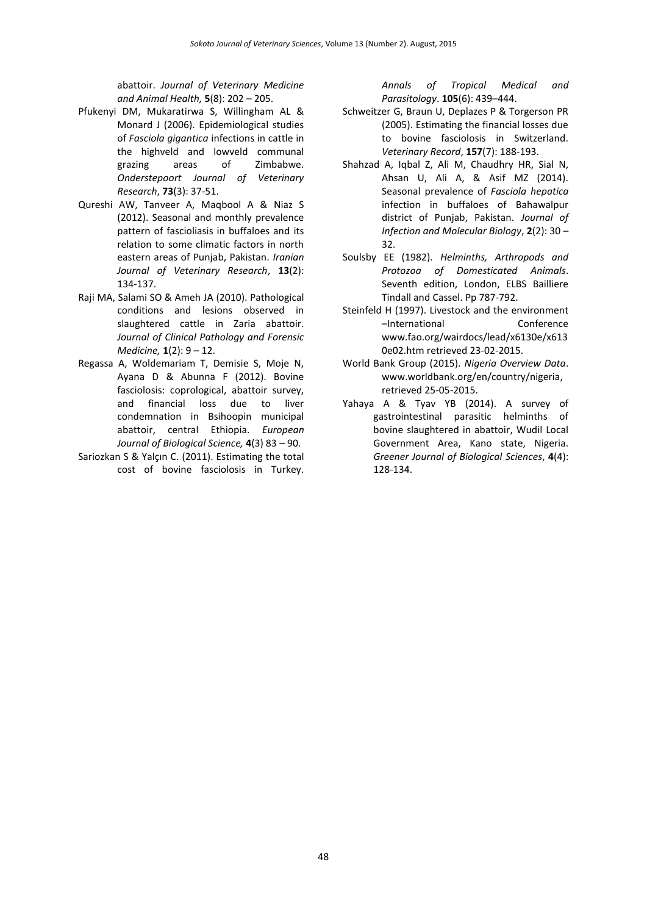abattoir. *Journal of Veterinary Medicine and Animal Health,* **5**(8): 202 – 205.

Pfukenyi DM, Mukaratirwa S, Willingham AL & Monard J (2006). Epidemiological studies of *Fasciola gigantica* infections in cattle in the highveld and lowveld communal grazing areas of Zimbabwe. *Onderstepoort Journal of Veterinary Research*, **73**(3): 37-51.

Qureshi AW, Tanveer A, Maqbool A & Niaz S (2012). Seasonal and monthly prevalence pattern of fascioliasis in buffaloes and its relation to some climatic factors in north eastern areas of Punjab, Pakistan. *Iranian Journal of Veterinary Research*, **13**(2): 134-137.

Raji MA, Salami SO & Ameh JA (2010). Pathological conditions and lesions observed in slaughtered cattle in Zaria abattoir. *Journal of Clinical Pathology and Forensic Medicine,* **1**(2): 9 – 12.

Regassa A, Woldemariam T, Demisie S, Moje N, Ayana D & Abunna F (2012). Bovine fasciolosis: coprological, abattoir survey, and financial loss due to liver condemnation in Bsihoopin municipal abattoir, central Ethiopia. *European Journal of Biological Science,* **4**(3) 83 – 90.

Sariozkan S & Yalçın C. (2011). Estimating the total cost of bovine fasciolosis in Turkey. *Annals of Tropical Medical and Parasitology*. **105**(6): 439–444.

Schweitzer G, Braun U, Deplazes P & Torgerson PR (2005). Estimating the financial losses due to bovine fasciolosis in Switzerland. *Veterinary Record*, **157**(7): 188-193.

Shahzad A, Iqbal Z, Ali M, Chaudhry HR, Sial N, Ahsan U, Ali A, & Asif MZ (2014). Seasonal prevalence of *Fasciola hepatica* infection in buffaloes of Bahawalpur district of Punjab, Pakistan. *Journal of Infection and Molecular Biology*, **2**(2): 30 – 32.

Soulsby EE (1982). *Helminths, Arthropods and Protozoa of Domesticated Animals*. Seventh edition, London, ELBS Bailliere Tindall and Cassel. Pp 787-792.

Steinfeld H (1997). Livestock and the environment –International Conference www.fao.org/wairdocs/lead/x6130e/x6130e02.htm retrieved 23-02-2015.

World Bank Group (2015). *Nigeria Overview Data*. www.worldbank.org/en/country/nigeria, retrieved 25-05-2015.

Yahaya A & Tyav YB (2014). A survey of gastrointestinal parasitic helminths of bovine slaughtered in abattoir, Wudil Local Government Area, Kano state, Nigeria. *Greener Journal of Biological Sciences*, **4**(4): 128-134.